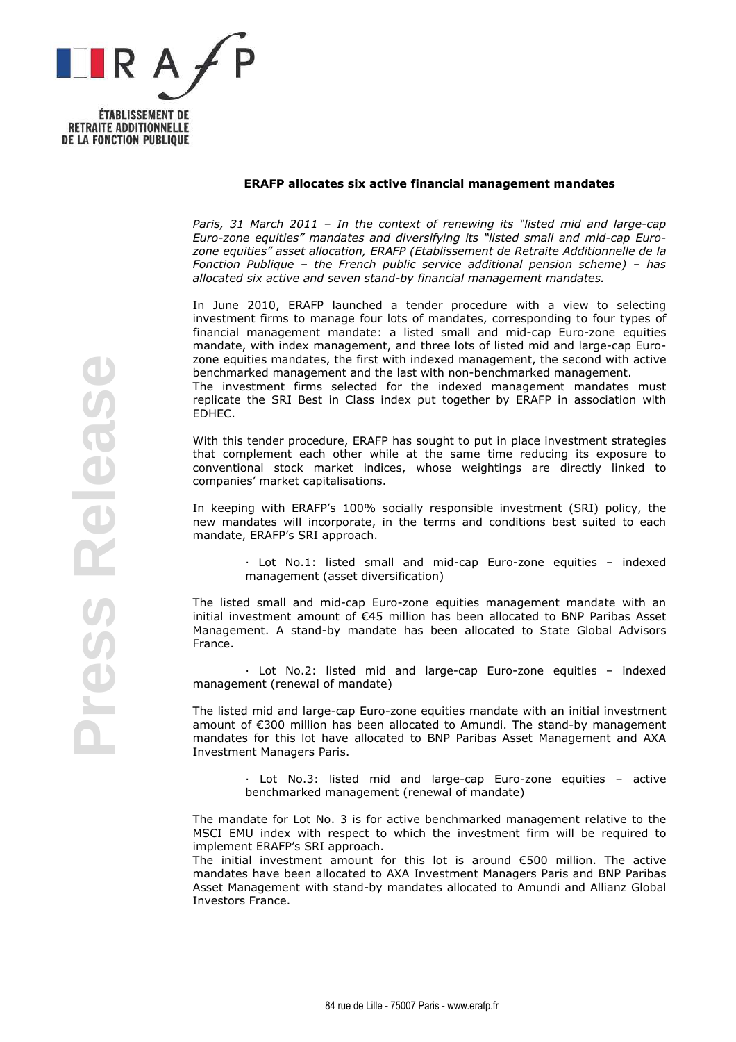ÉTABLISSEMENT DE RETRAITE ADDITIONNELLE DE LA FONCTION PUBLIQUE

**Press Release**

## ERAFP allocates six active financial management mandates

*Paris, 31 March 2011 – In the context of renewing its "listed mid and large-cap Euro-zone equities" mandates and diversifying its "listed small and mid-cap Euro-zone equities" asset allocation, ERAFP (Etablissement de Retraite Additionnelle de la Fonction Publique – the French public service additional pension scheme) – has allocated six active and seven stand-by financial management mandates.*

In June 2010, ERAFP launched a tender procedure with a view to selecting investment firms to manage four lots of mandates, corresponding to four types of financial management mandate: a listed small and mid-cap Euro-zone equities mandate, with index management, and three lots of listed mid and large-cap Euro-zone equities mandates, the first with indexed management, the second with active benchmarked management and the last with non-benchmarked management.
The investment firms selected for the indexed management mandates must replicate the SRI Best in Class index put together by ERAFP in association with EDHEC.

With this tender procedure, ERAFP has sought to put in place investment strategies that complement each other while at the same time reducing its exposure to conventional stock market indices, whose weightings are directly linked to companies' market capitalisations.

In keeping with ERAFP's 100% socially responsible investment (SRI) policy, the new mandates will incorporate, in the terms and conditions best suited to each mandate, ERAFP's SRI approach.

- Lot No.1: listed small and mid-cap Euro-zone equities – indexed management (asset diversification)

The listed small and mid-cap Euro-zone equities management mandate with an initial investment amount of €45 million has been allocated to BNP Paribas Asset Management. A stand-by mandate has been allocated to State Global Advisors France.

- Lot No.2: listed mid and large-cap Euro-zone equities – indexed management (renewal of mandate)

The listed mid and large-cap Euro-zone equities mandate with an initial investment amount of €300 million has been allocated to Amundi. The stand-by management mandates for this lot have allocated to BNP Paribas Asset Management and AXA Investment Managers Paris.

- Lot No.3: listed mid and large-cap Euro-zone equities – active benchmarked management (renewal of mandate)

The mandate for Lot No. 3 is for active benchmarked management relative to the MSCI EMU index with respect to which the investment firm will be required to implement ERAFP's SRI approach.
The initial investment amount for this lot is around €500 million. The active mandates have been allocated to AXA Investment Managers Paris and BNP Paribas Asset Management with stand-by mandates allocated to Amundi and Allianz Global Investors France.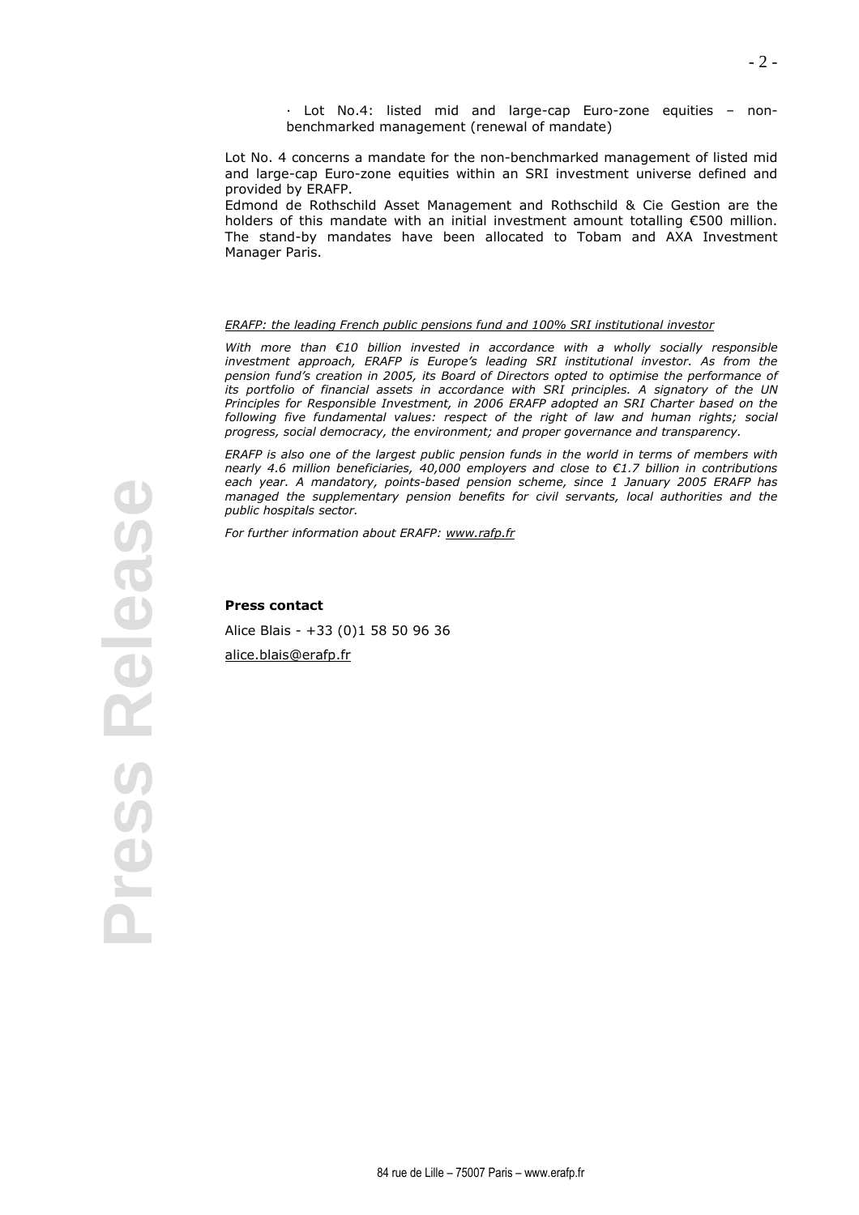· Lot No.4: listed mid and large-cap Euro-zone equities – non-benchmarked management (renewal of mandate)

Lot No. 4 concerns a mandate for the non-benchmarked management of listed mid and large-cap Euro-zone equities within an SRI investment universe defined and provided by ERAFP.
Edmond de Rothschild Asset Management and Rothschild & Cie Gestion are the holders of this mandate with an initial investment amount totalling €500 million. The stand-by mandates have been allocated to Tobam and AXA Investment Manager Paris.

*ERAFP: the leading French public pensions fund and 100% SRI institutional investor*

*With more than €10 billion invested in accordance with a wholly socially responsible investment approach, ERAFP is Europe's leading SRI institutional investor. As from the pension fund's creation in 2005, its Board of Directors opted to optimise the performance of its portfolio of financial assets in accordance with SRI principles. A signatory of the UN Principles for Responsible Investment, in 2006 ERAFP adopted an SRI Charter based on the following five fundamental values: respect of the right of law and human rights; social progress, social democracy, the environment; and proper governance and transparency.*

*ERAFP is also one of the largest public pension funds in the world in terms of members with nearly 4.6 million beneficiaries, 40,000 employers and close to €1.7 billion in contributions each year. A mandatory, points-based pension scheme, since 1 January 2005 ERAFP has managed the supplementary pension benefits for civil servants, local authorities and the public hospitals sector.*

*For further information about ERAFP: www.rafp.fr*

**Press contact**

Alice Blais - +33 (0)1 58 50 96 36

alice.blais@erafp.fr